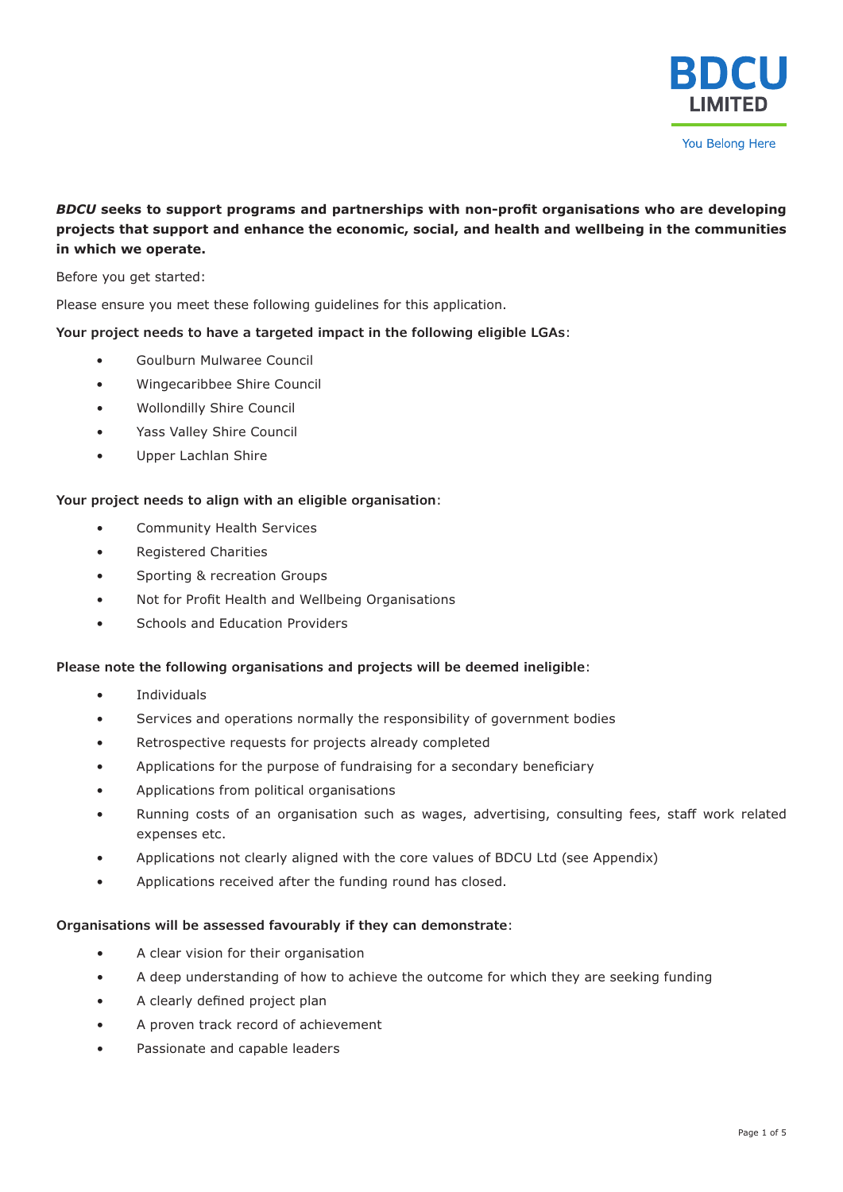BDCU LIMITED

You Belong Here

***BDCU* seeks to support programs and partnerships with non-profit organisations who are developing projects that support and enhance the economic, social, and health and wellbeing in the communities in which we operate.**

Before you get started:

Please ensure you meet these following guidelines for this application.

**Your project needs to have a targeted impact in the following eligible LGAs**:

- Goulburn Mulwaree Council
- Wingecaribbee Shire Council
- Wollondilly Shire Council
- Yass Valley Shire Council
- Upper Lachlan Shire

**Your project needs to align with an eligible organisation**:

- Community Health Services
- Registered Charities
- Sporting & recreation Groups
- Not for Profit Health and Wellbeing Organisations
- Schools and Education Providers

**Please note the following organisations and projects will be deemed ineligible**:

- Individuals
- Services and operations normally the responsibility of government bodies
- Retrospective requests for projects already completed
- Applications for the purpose of fundraising for a secondary beneficiary
- Applications from political organisations
- Running costs of an organisation such as wages, advertising, consulting fees, staff work related expenses etc.
- Applications not clearly aligned with the core values of BDCU Ltd (see Appendix)
- Applications received after the funding round has closed.

**Organisations will be assessed favourably if they can demonstrate**:

- A clear vision for their organisation
- A deep understanding of how to achieve the outcome for which they are seeking funding
- A clearly defined project plan
- A proven track record of achievement
- Passionate and capable leaders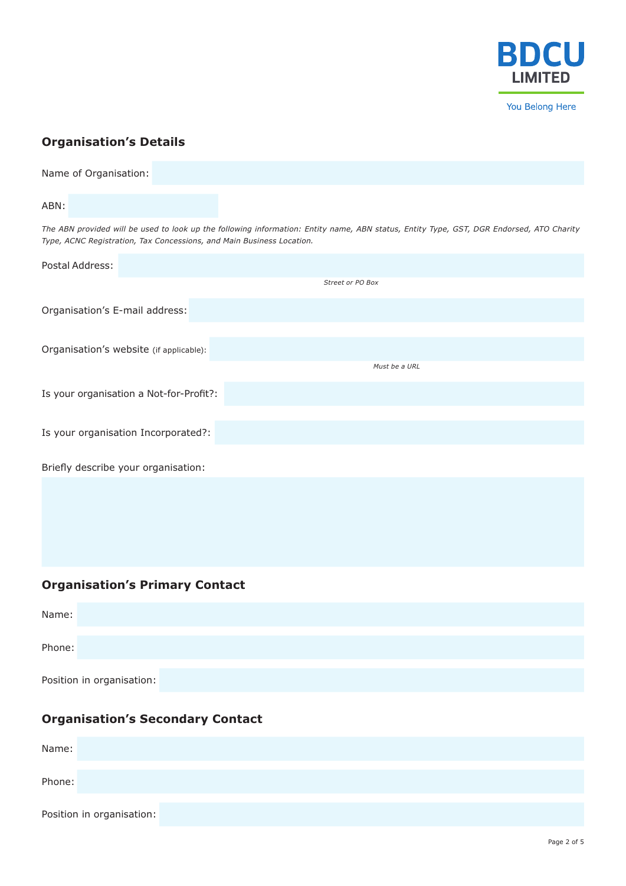BDCU LIMITED

You Belong Here

## Organisation's Details

Name of Organisation:

ABN:

*The ABN provided will be used to look up the following information: Entity name, ABN status, Entity Type, GST, DGR Endorsed, ATO Charity Type, ACNC Registration, Tax Concessions, and Main Business Location.*

Postal Address:

*Street or PO Box*

Organisation's E-mail address:

Organisation's website (if applicable):

*Must be a URL*

Is your organisation a Not-for-Profit?:

Is your organisation Incorporated?:

Briefly describe your organisation:

## Organisation's Primary Contact

Name:

Phone:

Position in organisation:

## Organisation's Secondary Contact

Name:

Phone:

Position in organisation: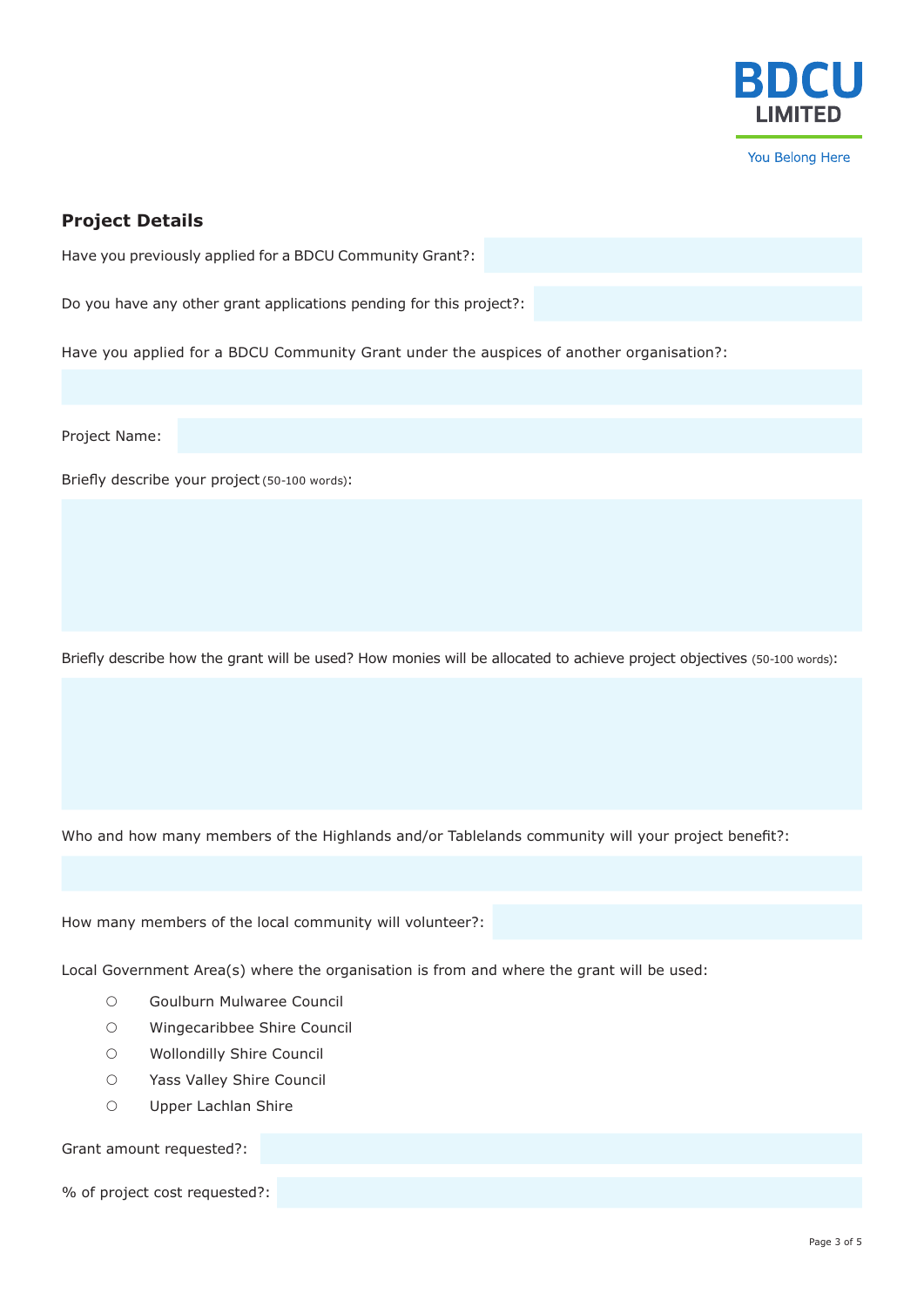BDCU LIMITED

You Belong Here

## Project Details

Have you previously applied for a BDCU Community Grant?:

Do you have any other grant applications pending for this project?:

Have you applied for a BDCU Community Grant under the auspices of another organisation?:

Project Name:

Briefly describe your project (50-100 words):

Briefly describe how the grant will be used? How monies will be allocated to achieve project objectives (50-100 words):

Who and how many members of the Highlands and/or Tablelands community will your project benefit?:

How many members of the local community will volunteer?:

Local Government Area(s) where the organisation is from and where the grant will be used:

- ○ Goulburn Mulwaree Council
- ○ Wingecaribbee Shire Council
- ○ Wollondilly Shire Council
- ○ Yass Valley Shire Council
- ○ Upper Lachlan Shire

Grant amount requested?:

% of project cost requested?: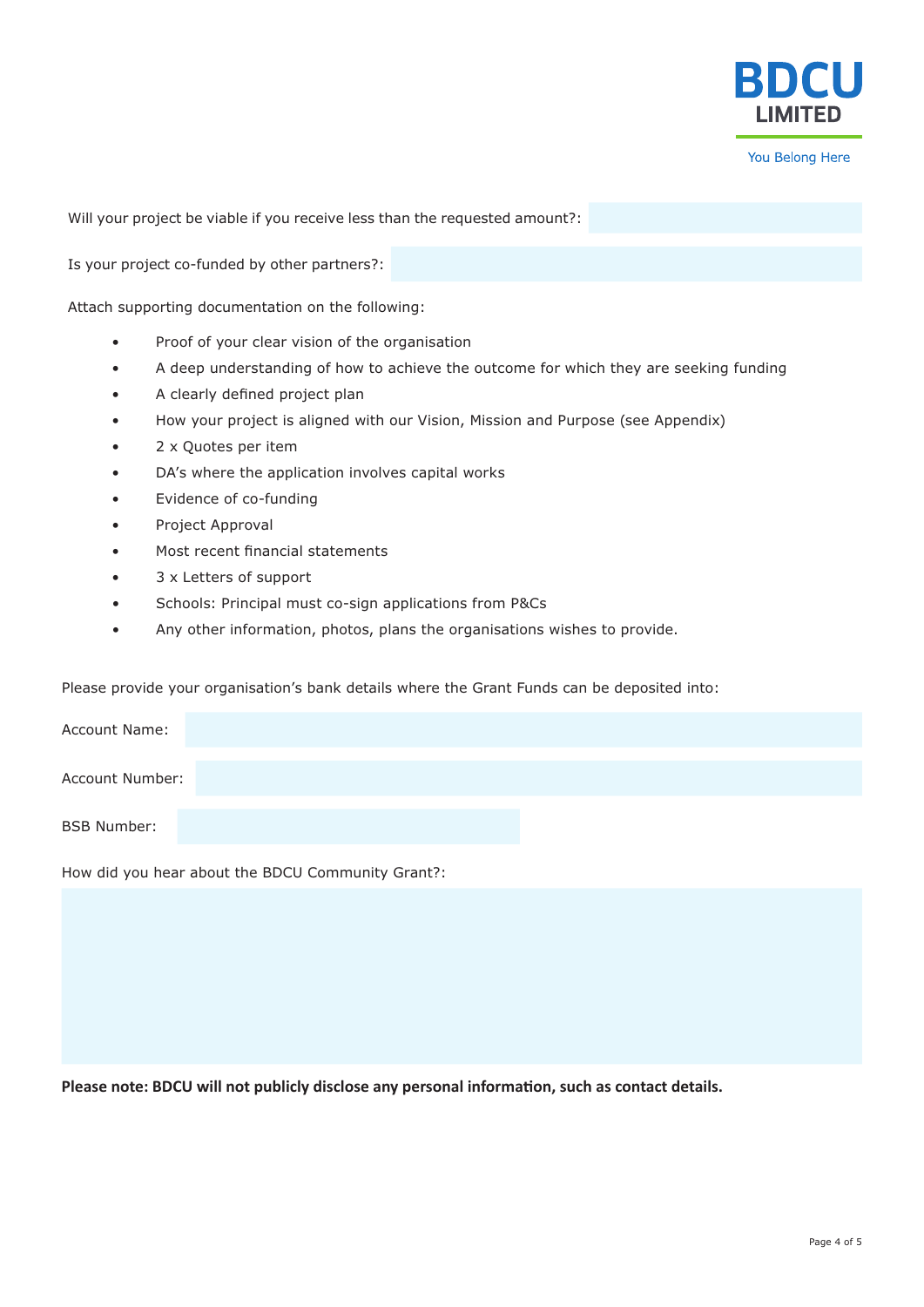Will your project be viable if you receive less than the requested amount?:

Is your project co-funded by other partners?:

Attach supporting documentation on the following:

- Proof of your clear vision of the organisation
- A deep understanding of how to achieve the outcome for which they are seeking funding
- A clearly defined project plan
- How your project is aligned with our Vision, Mission and Purpose (see Appendix)
- 2 x Quotes per item
- DA's where the application involves capital works
- Evidence of co-funding
- Project Approval
- Most recent financial statements
- 3 x Letters of support
- Schools: Principal must co-sign applications from P&Cs
- Any other information, photos, plans the organisations wishes to provide.

Please provide your organisation's bank details where the Grant Funds can be deposited into:

Account Name:

Account Number:

BSB Number:

How did you hear about the BDCU Community Grant?:

**Please note: BDCU will not publicly disclose any personal information, such as contact details.**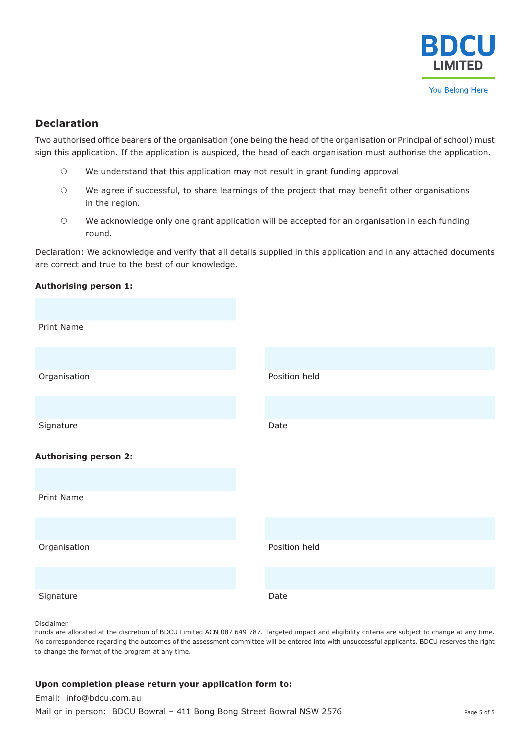BDCU LIMITED

You Belong Here

## Declaration

Two authorised office bearers of the organisation (one being the head of the organisation or Principal of school) must sign this application. If the application is auspiced, the head of each organisation must authorise the application.

- ○ We understand that this application may not result in grant funding approval
- ○ We agree if successful, to share learnings of the project that may benefit other organisations in the region.
- ○ We acknowledge only one grant application will be accepted for an organisation in each funding round.

Declaration: We acknowledge and verify that all details supplied in this application and in any attached documents are correct and true to the best of our knowledge.

**Authorising person 1:**

Print Name

Organisation

Position held

Signature

Date

**Authorising person 2:**

Print Name

Organisation

Position held

Signature

Date

Disclaimer
Funds are allocated at the discretion of BDCU Limited ACN 087 649 787. Targeted impact and eligibility criteria are subject to change at any time. No correspondence regarding the outcomes of the assessment committee will be entered into with unsuccessful applicants. BDCU reserves the right to change the format of the program at any time.

---

**Upon completion please return your application form to:**

Email: info@bdcu.com.au

Mail or in person: BDCU Bowral – 411 Bong Bong Street Bowral NSW 2576